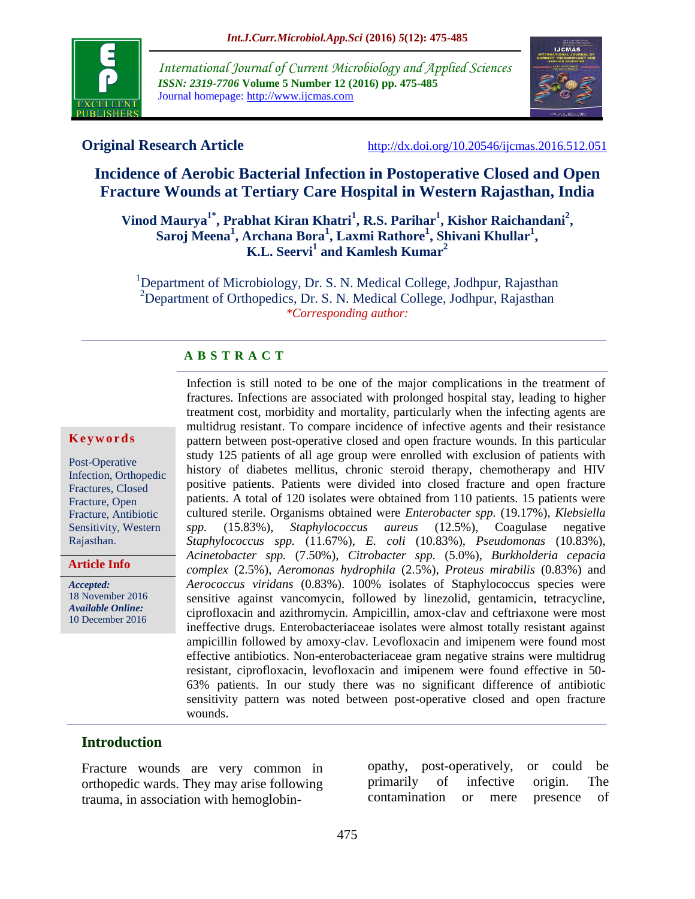Original Research Article

http://dx.doi.org/10.20546/ijcmas.2016.512.051

# Incidence of Aerobic Bacterial Infection in Postoperative Closed and Open Fracture Wounds at Tertiary Care Hospital in Western Rajasthan, India

**Vinod Maurya[1*], Prabhat Kiran Khatri[1], R.S. Parihar[1], Kishor Raichandani[2], Saroj Meena[1], Archana Bora[1], Laxmi Rathore[1], Shivani Khullar[1], K.L. Seervi[1] and Kamlesh Kumar[2]**

[1]Department of Microbiology, Dr. S. N. Medical College, Jodhpur, Rajasthan
[2]Department of Orthopedics, Dr. S. N. Medical College, Jodhpur, Rajasthan
*Corresponding author:

**Keywords**

Post-Operative Infection, Orthopedic Fractures, Closed Fracture, Open Fracture, Antibiotic Sensitivity, Western Rajasthan.

**Article Info**

*Accepted:* 18 November 2016
*Available Online:* 10 December 2016

## A B S T R A C T

Infection is still noted to be one of the major complications in the treatment of fractures. Infections are associated with prolonged hospital stay, leading to higher treatment cost, morbidity and mortality, particularly when the infecting agents are multidrug resistant. To compare incidence of infective agents and their resistance pattern between post-operative closed and open fracture wounds. In this particular study 125 patients of all age group were enrolled with exclusion of patients with history of diabetes mellitus, chronic steroid therapy, chemotherapy and HIV positive patients. Patients were divided into closed fracture and open fracture patients. A total of 120 isolates were obtained from 110 patients. 15 patients were cultured sterile. Organisms obtained were *Enterobacter spp.* (19.17%), *Klebsiella spp.* (15.83%), *Staphylococcus aureus* (12.5%), Coagulase negative *Staphylococcus spp.* (11.67%), *E. coli* (10.83%), *Pseudomonas* (10.83%), *Acinetobacter spp.* (7.50%), *Citrobacter spp.* (5.0%), *Burkholderia cepacia complex* (2.5%), *Aeromonas hydrophila* (2.5%), *Proteus mirabilis* (0.83%) and *Aerococcus viridans* (0.83%). 100% isolates of Staphylococcus species were sensitive against vancomycin, followed by linezolid, gentamicin, tetracycline, ciprofloxacin and azithromycin. Ampicillin, amox-clav and ceftriaxone were most ineffective drugs. Enterobacteriaceae isolates were almost totally resistant against ampicillin followed by amoxy-clav. Levofloxacin and imipenem were found most effective antibiotics. Non-enterobacteriaceae gram negative strains were multidrug resistant, ciprofloxacin, levofloxacin and imipenem were found effective in 50-63% patients. In our study there was no significant difference of antibiotic sensitivity pattern was noted between post-operative closed and open fracture wounds.

## Introduction

Fracture wounds are very common in orthopedic wards. They may arise following trauma, in association with hemoglobin-opathy, post-operatively, or could be primarily of infective origin. The contamination or mere presence of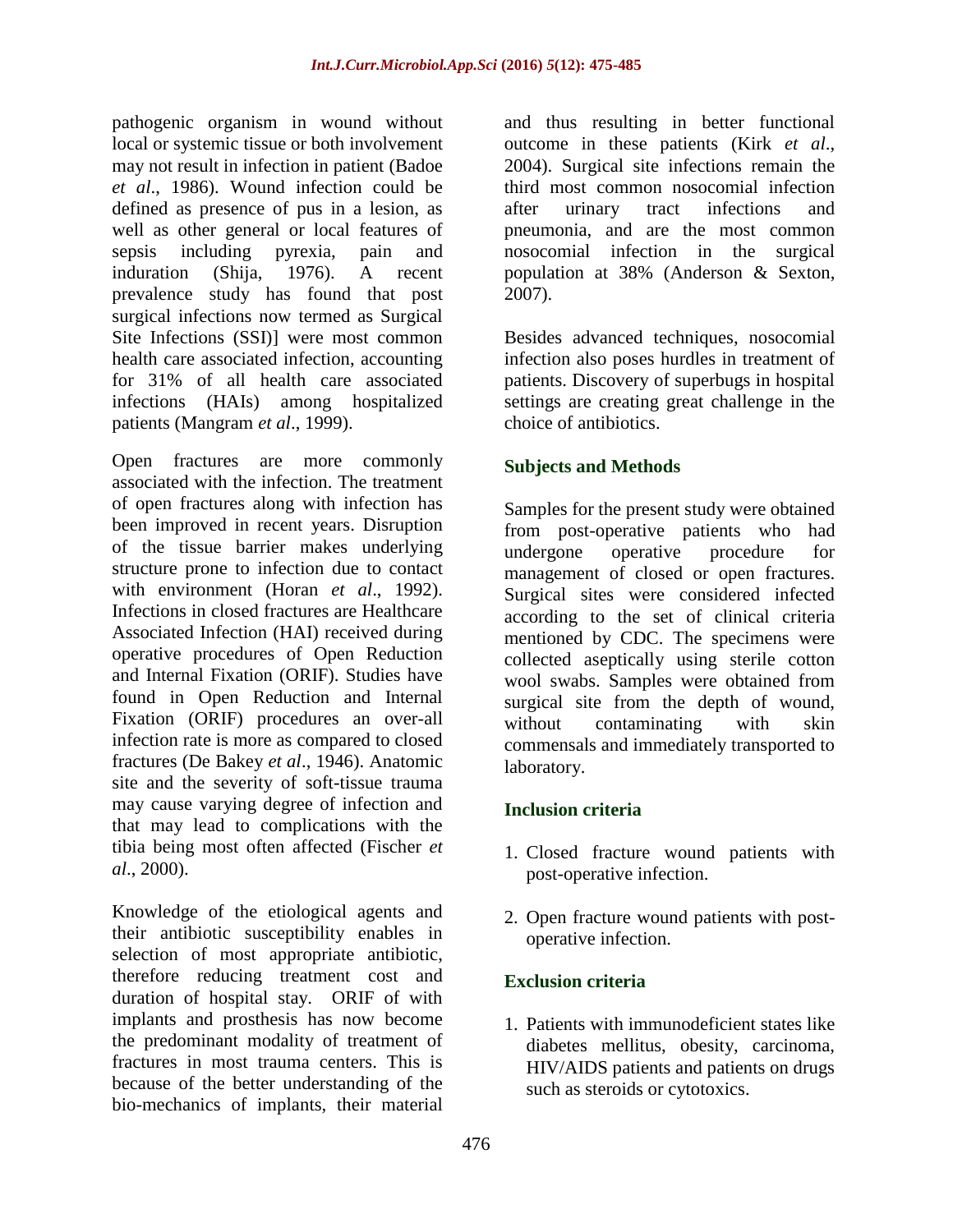pathogenic organism in wound without local or systemic tissue or both involvement may not result in infection in patient (Badoe *et al*., 1986). Wound infection could be defined as presence of pus in a lesion, as well as other general or local features of sepsis including pyrexia, pain and induration (Shija, 1976). A recent prevalence study has found that post surgical infections now termed as Surgical Site Infections (SSI)] were most common health care associated infection, accounting for 31% of all health care associated infections (HAIs) among hospitalized patients (Mangram *et al*., 1999).

Open fractures are more commonly associated with the infection. The treatment of open fractures along with infection has been improved in recent years. Disruption of the tissue barrier makes underlying structure prone to infection due to contact with environment (Horan *et al*., 1992). Infections in closed fractures are Healthcare Associated Infection (HAI) received during operative procedures of Open Reduction and Internal Fixation (ORIF). Studies have found in Open Reduction and Internal Fixation (ORIF) procedures an over-all infection rate is more as compared to closed fractures (De Bakey *et al*., 1946). Anatomic site and the severity of soft-tissue trauma may cause varying degree of infection and that may lead to complications with the tibia being most often affected (Fischer *et al*., 2000).

Knowledge of the etiological agents and their antibiotic susceptibility enables in selection of most appropriate antibiotic, therefore reducing treatment cost and duration of hospital stay. ORIF of with implants and prosthesis has now become the predominant modality of treatment of fractures in most trauma centers. This is because of the better understanding of the bio-mechanics of implants, their material and thus resulting in better functional outcome in these patients (Kirk *et al*., 2004). Surgical site infections remain the third most common nosocomial infection after urinary tract infections and pneumonia, and are the most common nosocomial infection in the surgical population at 38% (Anderson & Sexton, 2007).

Besides advanced techniques, nosocomial infection also poses hurdles in treatment of patients. Discovery of superbugs in hospital settings are creating great challenge in the choice of antibiotics.

## Subjects and Methods

Samples for the present study were obtained from post-operative patients who had undergone operative procedure for management of closed or open fractures. Surgical sites were considered infected according to the set of clinical criteria mentioned by CDC. The specimens were collected aseptically using sterile cotton wool swabs. Samples were obtained from surgical site from the depth of wound, without contaminating with skin commensals and immediately transported to laboratory.

### Inclusion criteria

1. Closed fracture wound patients with post-operative infection.
2. Open fracture wound patients with post-operative infection.

### Exclusion criteria

1. Patients with immunodeficient states like diabetes mellitus, obesity, carcinoma, HIV/AIDS patients and patients on drugs such as steroids or cytotoxics.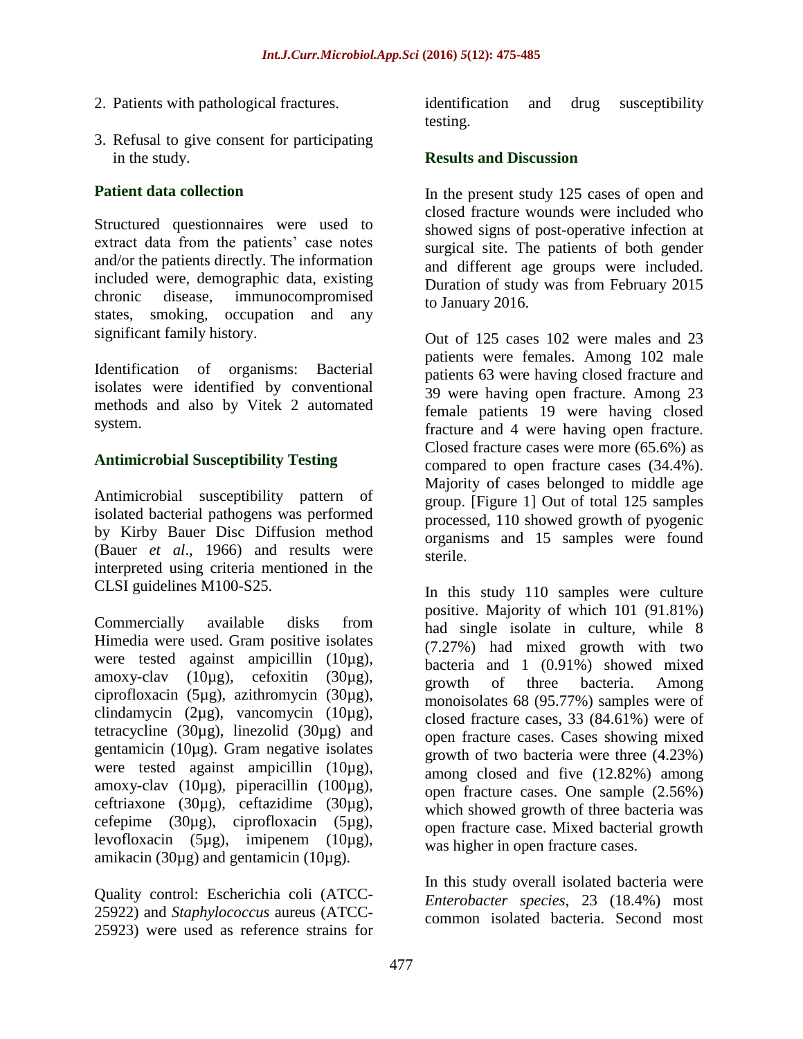2. Patients with pathological fractures.

3. Refusal to give consent for participating in the study.

### Patient data collection

Structured questionnaires were used to extract data from the patients' case notes and/or the patients directly. The information included were, demographic data, existing chronic disease, immunocompromised states, smoking, occupation and any significant family history.

Identification of organisms: Bacterial isolates were identified by conventional methods and also by Vitek 2 automated system.

### Antimicrobial Susceptibility Testing

Antimicrobial susceptibility pattern of isolated bacterial pathogens was performed by Kirby Bauer Disc Diffusion method (Bauer *et al*., 1966) and results were interpreted using criteria mentioned in the CLSI guidelines M100-S25.

Commercially available disks from Himedia were used. Gram positive isolates were tested against ampicillin (10µg), amoxy-clav (10µg), cefoxitin (30µg), ciprofloxacin (5µg), azithromycin (30µg), clindamycin (2µg), vancomycin (10µg), tetracycline (30µg), linezolid (30µg) and gentamicin (10µg). Gram negative isolates were tested against ampicillin (10µg), amoxy-clav (10µg), piperacillin (100µg), ceftriaxone (30µg), ceftazidime (30µg), cefepime (30µg), ciprofloxacin (5µg), levofloxacin (5µg), imipenem (10µg), amikacin (30µg) and gentamicin (10µg).

Quality control: Escherichia coli (ATCC-25922) and *Staphylococcus* aureus (ATCC-25923) were used as reference strains for identification and drug susceptibility testing.

### Results and Discussion

In the present study 125 cases of open and closed fracture wounds were included who showed signs of post-operative infection at surgical site. The patients of both gender and different age groups were included. Duration of study was from February 2015 to January 2016.

Out of 125 cases 102 were males and 23 patients were females. Among 102 male patients 63 were having closed fracture and 39 were having open fracture. Among 23 female patients 19 were having closed fracture and 4 were having open fracture. Closed fracture cases were more (65.6%) as compared to open fracture cases (34.4%). Majority of cases belonged to middle age group. [Figure 1] Out of total 125 samples processed, 110 showed growth of pyogenic organisms and 15 samples were found sterile.

In this study 110 samples were culture positive. Majority of which 101 (91.81%) had single isolate in culture, while 8 (7.27%) had mixed growth with two bacteria and 1 (0.91%) showed mixed growth of three bacteria. Among monoisolates 68 (95.77%) samples were of closed fracture cases, 33 (84.61%) were of open fracture cases. Cases showing mixed growth of two bacteria were three (4.23%) among closed and five (12.82%) among open fracture cases. One sample (2.56%) which showed growth of three bacteria was open fracture case. Mixed bacterial growth was higher in open fracture cases.

In this study overall isolated bacteria were *Enterobacter species*, 23 (18.4%) most common isolated bacteria. Second most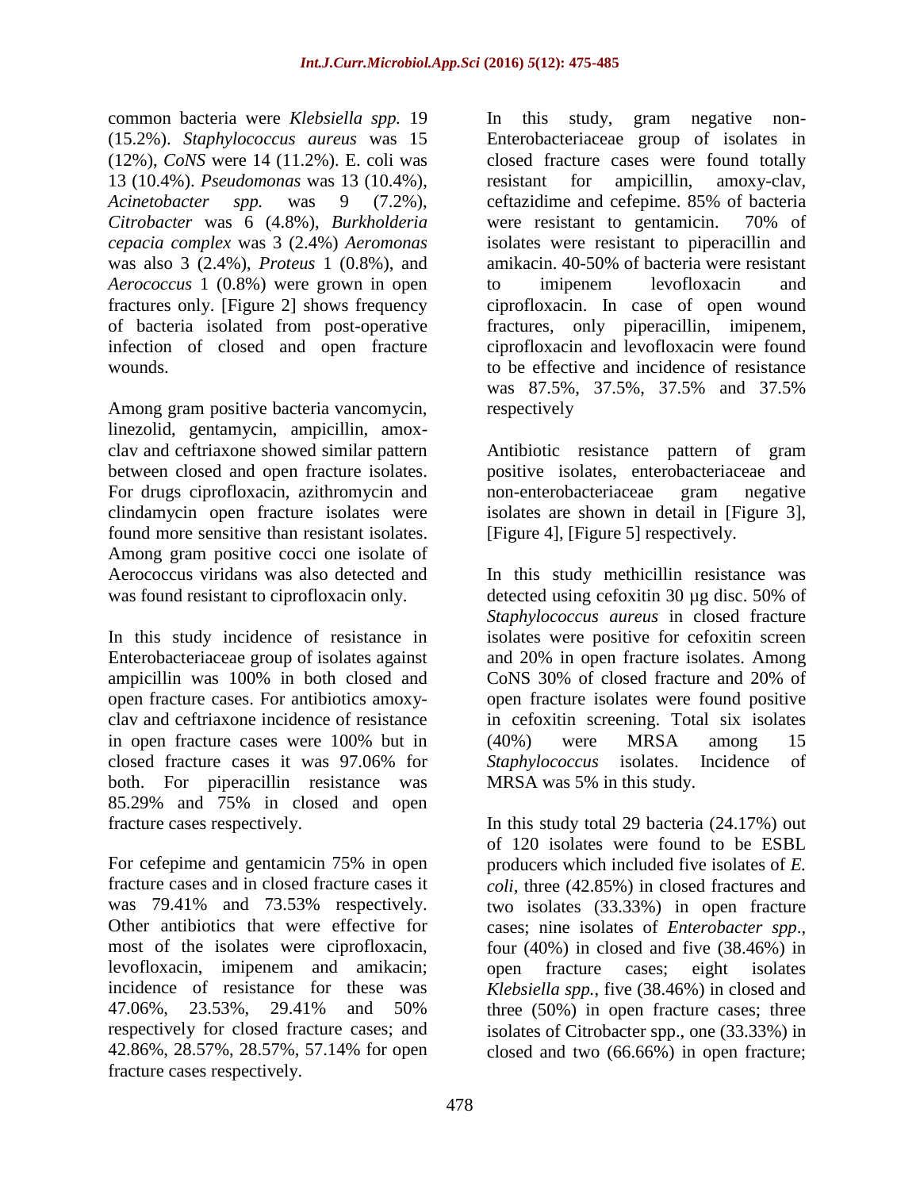common bacteria were *Klebsiella spp.* 19 (15.2%). *Staphylococcus aureus* was 15 (12%), *CoNS* were 14 (11.2%). E. coli was 13 (10.4%). *Pseudomonas* was 13 (10.4%), *Acinetobacter spp.* was 9 (7.2%), *Citrobacter* was 6 (4.8%), *Burkholderia cepacia complex* was 3 (2.4%) *Aeromonas* was also 3 (2.4%), *Proteus* 1 (0.8%), and *Aerococcus* 1 (0.8%) were grown in open fractures only. [Figure 2] shows frequency of bacteria isolated from post-operative infection of closed and open fracture wounds.

Among gram positive bacteria vancomycin, linezolid, gentamycin, ampicillin, amox-clav and ceftriaxone showed similar pattern between closed and open fracture isolates. For drugs ciprofloxacin, azithromycin and clindamycin open fracture isolates were found more sensitive than resistant isolates. Among gram positive cocci one isolate of Aerococcus viridans was also detected and was found resistant to ciprofloxacin only.

In this study incidence of resistance in Enterobacteriaceae group of isolates against ampicillin was 100% in both closed and open fracture cases. For antibiotics amoxy-clav and ceftriaxone incidence of resistance in open fracture cases were 100% but in closed fracture cases it was 97.06% for both. For piperacillin resistance was 85.29% and 75% in closed and open fracture cases respectively.

For cefepime and gentamicin 75% in open fracture cases and in closed fracture cases it was 79.41% and 73.53% respectively. Other antibiotics that were effective for most of the isolates were ciprofloxacin, levofloxacin, imipenem and amikacin; incidence of resistance for these was 47.06%, 23.53%, 29.41% and 50% respectively for closed fracture cases; and 42.86%, 28.57%, 28.57%, 57.14% for open fracture cases respectively.

In this study, gram negative non-Enterobacteriaceae group of isolates in closed fracture cases were found totally resistant for ampicillin, amoxy-clav, ceftazidime and cefepime. 85% of bacteria were resistant to gentamicin. 70% of isolates were resistant to piperacillin and amikacin. 40-50% of bacteria were resistant to imipenem levofloxacin and ciprofloxacin. In case of open wound fractures, only piperacillin, imipenem, ciprofloxacin and levofloxacin were found to be effective and incidence of resistance was 87.5%, 37.5%, 37.5% and 37.5% respectively

Antibiotic resistance pattern of gram positive isolates, enterobacteriaceae and non-enterobacteriaceae gram negative isolates are shown in detail in [Figure 3], [Figure 4], [Figure 5] respectively.

In this study methicillin resistance was detected using cefoxitin 30 µg disc. 50% of *Staphylococcus aureus* in closed fracture isolates were positive for cefoxitin screen and 20% in open fracture isolates. Among CoNS 30% of closed fracture and 20% of open fracture isolates were found positive in cefoxitin screening. Total six isolates (40%) were MRSA among 15 *Staphylococcus* isolates. Incidence of MRSA was 5% in this study.

In this study total 29 bacteria (24.17%) out of 120 isolates were found to be ESBL producers which included five isolates of *E. coli*, three (42.85%) in closed fractures and two isolates (33.33%) in open fracture cases; nine isolates of *Enterobacter spp*., four (40%) in closed and five (38.46%) in open fracture cases; eight isolates *Klebsiella spp.*, five (38.46%) in closed and three (50%) in open fracture cases; three isolates of Citrobacter spp., one (33.33%) in closed and two (66.66%) in open fracture;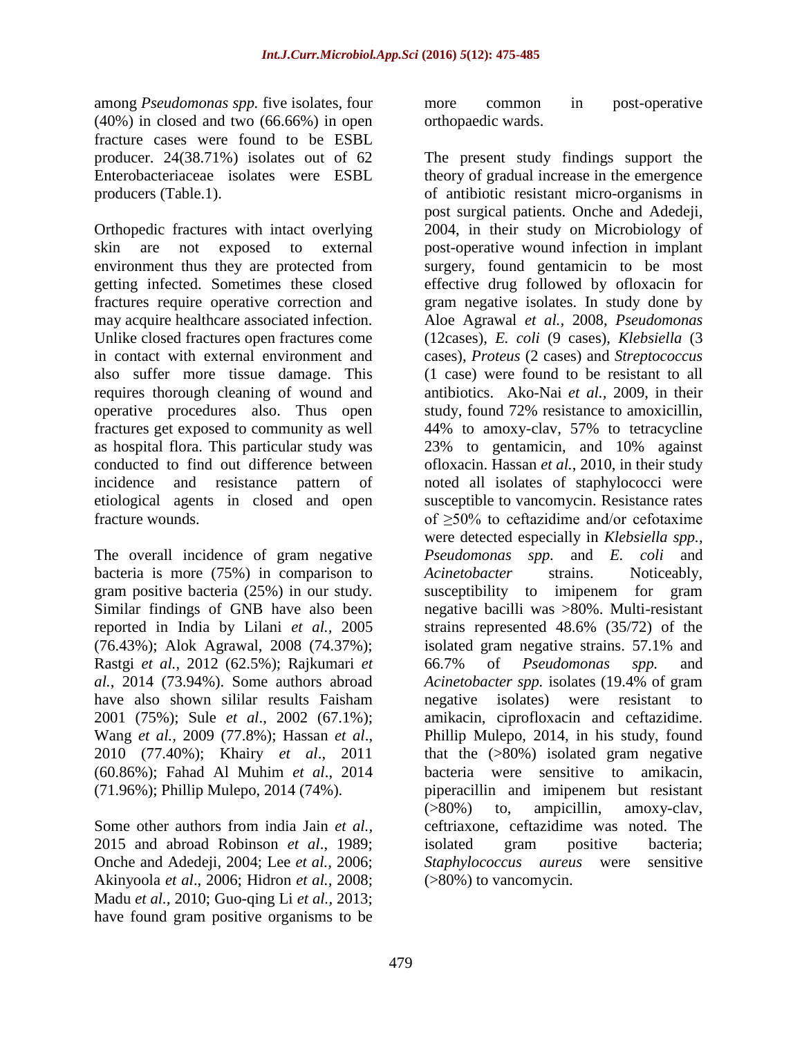among *Pseudomonas spp.* five isolates, four (40%) in closed and two (66.66%) in open fracture cases were found to be ESBL producer. 24(38.71%) isolates out of 62 Enterobacteriaceae isolates were ESBL producers (Table.1).

Orthopedic fractures with intact overlying skin are not exposed to external environment thus they are protected from getting infected. Sometimes these closed fractures require operative correction and may acquire healthcare associated infection. Unlike closed fractures open fractures come in contact with external environment and also suffer more tissue damage. This requires thorough cleaning of wound and operative procedures also. Thus open fractures get exposed to community as well as hospital flora. This particular study was conducted to find out difference between incidence and resistance pattern of etiological agents in closed and open fracture wounds.

The overall incidence of gram negative bacteria is more (75%) in comparison to gram positive bacteria (25%) in our study. Similar findings of GNB have also been reported in India by Lilani *et al.,* 2005 (76.43%); Alok Agrawal, 2008 (74.37%); Rastgi *et al.*, 2012 (62.5%); Rajkumari *et al.*, 2014 (73.94%). Some authors abroad have also shown sililar results Faisham 2001 (75%); Sule *et al*., 2002 (67.1%); Wang *et al.,* 2009 (77.8%); Hassan *et al*., 2010 (77.40%); Khairy *et al*., 2011 (60.86%); Fahad Al Muhim *et al*., 2014 (71.96%); Phillip Mulepo, 2014 (74%).

Some other authors from india Jain *et al.,* 2015 and abroad Robinson *et al*., 1989; Onche and Adedeji, 2004; Lee *et al.,* 2006; Akinyoola *et al*., 2006; Hidron *et al.,* 2008; Madu *et al.,* 2010; Guo-qing Li *et al.,* 2013; have found gram positive organisms to be more common in post-operative orthopaedic wards.

The present study findings support the theory of gradual increase in the emergence of antibiotic resistant micro-organisms in post surgical patients. Onche and Adedeji, 2004, in their study on Microbiology of post-operative wound infection in implant surgery, found gentamicin to be most effective drug followed by ofloxacin for gram negative isolates. In study done by Aloe Agrawal *et al.*, 2008, *Pseudomonas* (12cases), *E. coli* (9 cases), *Klebsiella* (3 cases), *Proteus* (2 cases) and *Streptococcus* (1 case) were found to be resistant to all antibiotics. Ako-Nai *et al.,* 2009, in their study, found 72% resistance to amoxicillin, 44% to amoxy-clav, 57% to tetracycline 23% to gentamicin, and 10% against ofloxacin. Hassan *et al.*, 2010, in their study noted all isolates of staphylococci were susceptible to vancomycin. Resistance rates of ≥50% to ceftazidime and/or cefotaxime were detected especially in *Klebsiella spp., Pseudomonas spp.* and *E. coli* and *Acinetobacter* strains. Noticeably, susceptibility to imipenem for gram negative bacilli was >80%. Multi-resistant strains represented 48.6% (35/72) of the isolated gram negative strains. 57.1% and 66.7% of *Pseudomonas spp.* and *Acinetobacter spp.* isolates (19.4% of gram negative isolates) were resistant to amikacin, ciprofloxacin and ceftazidime. Phillip Mulepo, 2014, in his study, found that the (>80%) isolated gram negative bacteria were sensitive to amikacin, piperacillin and imipenem but resistant (>80%) to, ampicillin, amoxy-clav, ceftriaxone, ceftazidime was noted. The isolated gram positive bacteria; *Staphylococcus aureus* were sensitive (>80%) to vancomycin.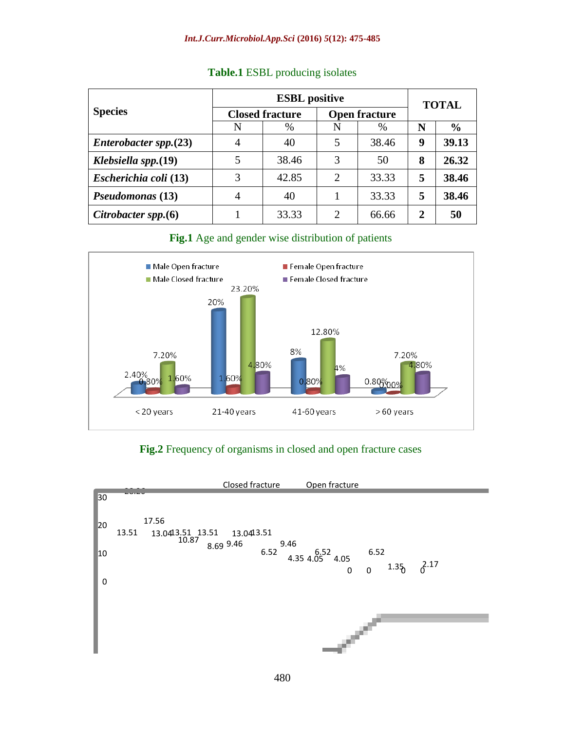**Table.1** ESBL producing isolates

| Species | ESBL positive | | | | TOTAL | |
|---|---|---|---|---|---|---|
| | Closed fracture | | Open fracture | | | |
| | N | % | N | % | N | % |
| *Enterobacter spp.*(23) | 4 | 40 | 5 | 38.46 | **9** | **39.13** |
| *Klebsiella spp.*(19) | 5 | 38.46 | 3 | 50 | **8** | **26.32** |
| *Escherichia coli* (13) | 3 | 42.85 | 2 | 33.33 | **5** | **38.46** |
| *Pseudomonas* (13) | 4 | 40 | 1 | 33.33 | **5** | **38.46** |
| *Citrobacter spp.*(6) | 1 | 33.33 | 2 | 66.66 | **2** | **50** |

**Fig.1** Age and gender wise distribution of patients

| Age group | Male Open fracture | Female Open fracture | Male Closed fracture | Female Closed fracture |
|---|---|---|---|---|
| < 20 years | 2.40% | 0.80% | 7.20% | 1.60% |
| 21-40 years | 20% | 1.60% | 23.20% | 4.80% |
| 41-60 years | 8% | 0.80% | 12.80% | 4% |
| > 60 years | 0.80% | 0.00% | 7.20% | 4.80% |

**Fig.2** Frequency of organisms in closed and open fracture cases

Closed fracture Open fracture

30 20 10 0

13.51 17.56 13.04 13.51 10.87 13.51 8.69 9.46 13.04 13.51 6.52 9.46 4.35 4.05 6.52 4.05 0 0 6.52 1.35 0 0 2.17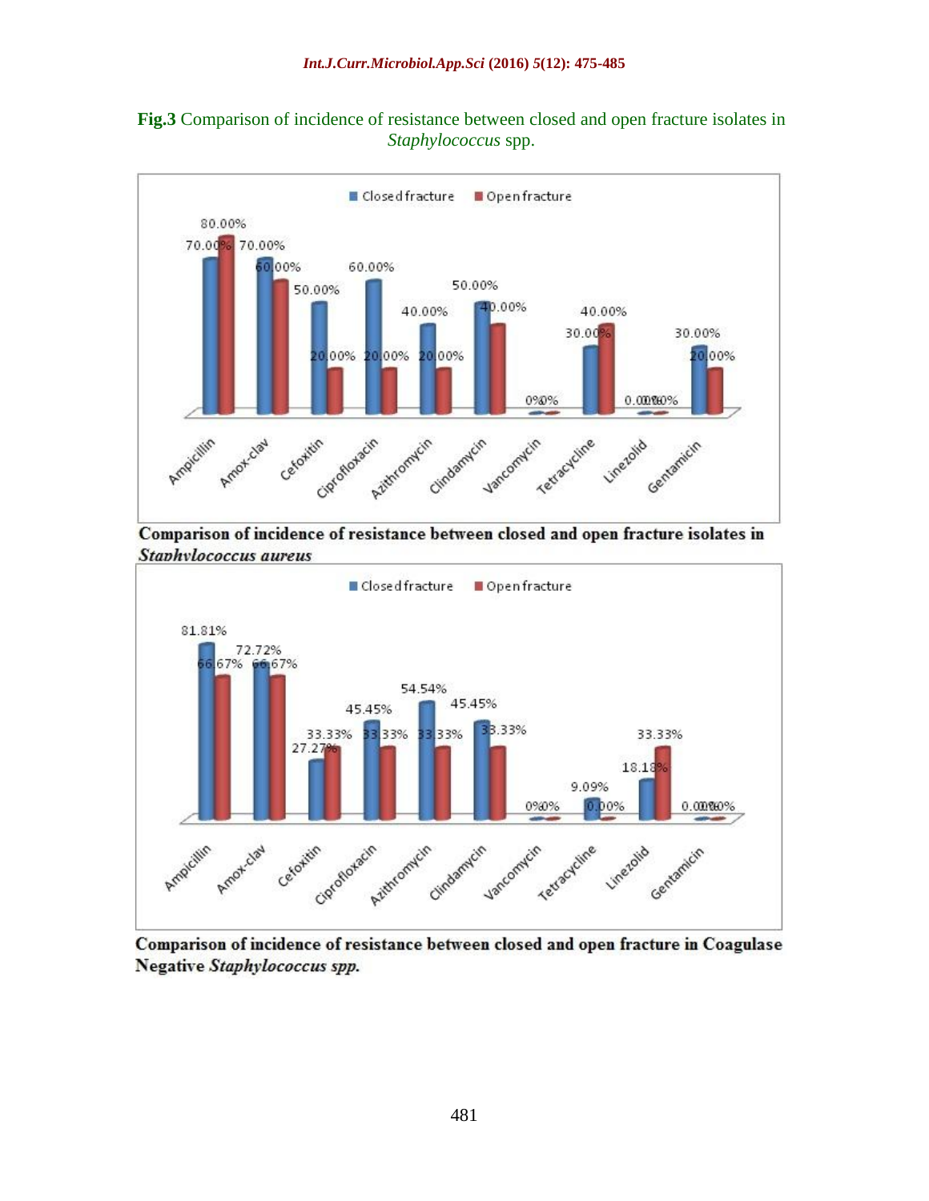**Fig.3** Comparison of incidence of resistance between closed and open fracture isolates in *Staphylococcus* spp.

Closed fracture | Open fracture

| Antibiotic | Closed fracture | Open fracture |
|---|---|---|
| Ampicillin | 70.00% | 80.00% |
| Amox-clav | 70.00% | 60.00% |
| Cefoxitin | 50.00% | 20.00% |
| Ciprofloxacin | 60.00% | 20.00% |
| Azithromycin | 40.00% | 20.00% |
| Clindamycin | 50.00% | 40.00% |
| Vancomycin | 0% | 0% |
| Tetracycline | 30.00% | 40.00% |
| Linezolid | 0.00% | 0.00% |
| Gentamicin | 30.00% | 20.00% |

**Comparison of incidence of resistance between closed and open fracture isolates in *Staphylococcus aureus***

Closed fracture | Open fracture

| Antibiotic | Closed fracture | Open fracture |
|---|---|---|
| Ampicillin | 81.81% | 66.67% |
| Amox-clav | 72.72% | 66.67% |
| Cefoxitin | 27.27% | 33.33% |
| Ciprofloxacin | 45.45% | 33.33% |
| Azithromycin | 54.54% | 33.33% |
| Clindamycin | 45.45% | 33.33% |
| Vancomycin | 0% | 0% |
| Tetracycline | 9.09% | 0.00% |
| Linezolid | 18.18% | 33.33% |
| Gentamicin | 0.00% | 0.00% |

**Comparison of incidence of resistance between closed and open fracture in Coagulase Negative *Staphylococcus spp.***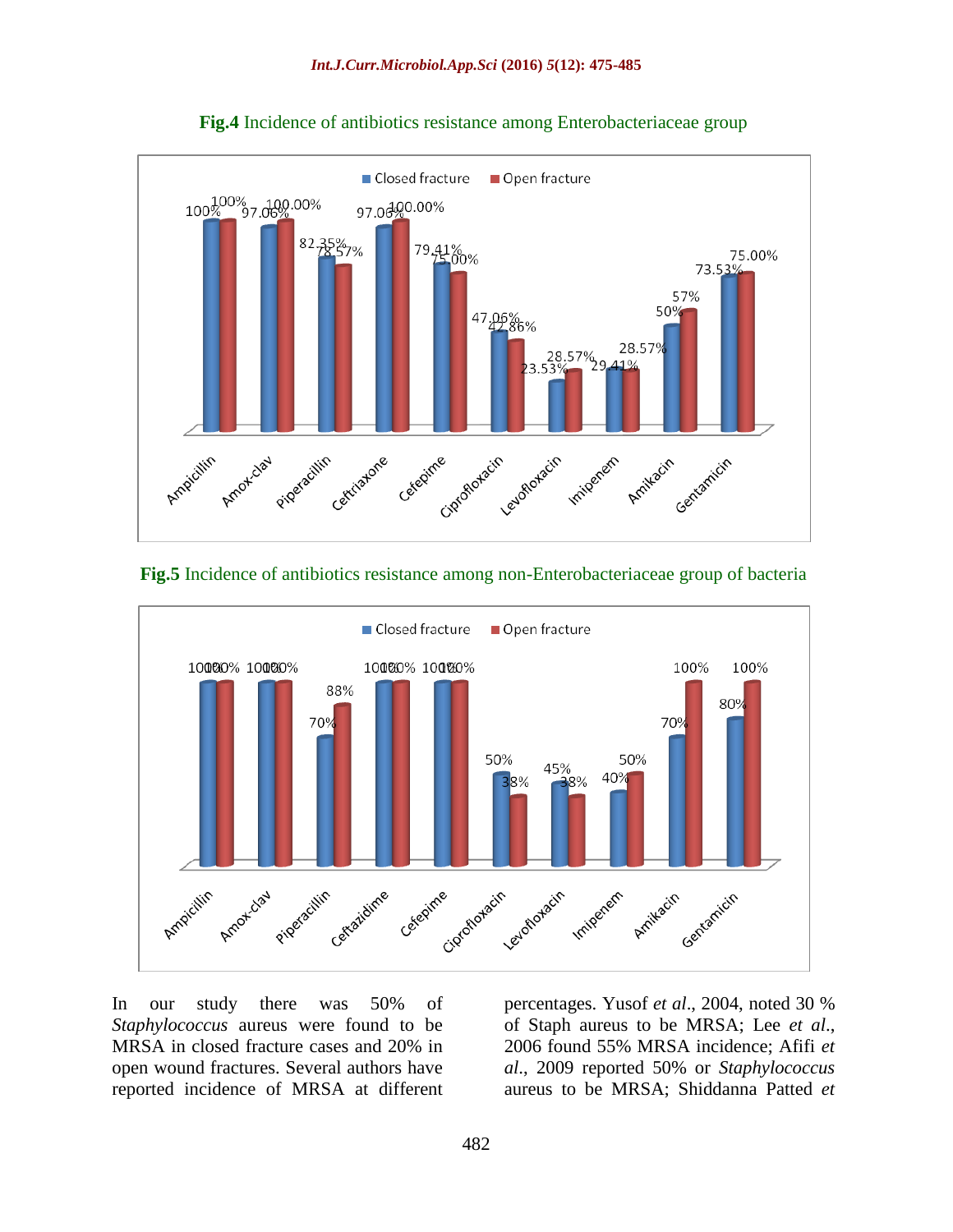**Fig.4** Incidence of antibiotics resistance among Enterobacteriaceae group

| Antibiotic | Closed fracture | Open fracture |
|---|---|---|
| Ampicillin | 100% | 100% |
| Amox-clav | 97.06% | 100.00% |
| Piperacillin | 82.35% | 78.57% |
| Ceftriaxone | 97.06% | 100.00% |
| Cefepime | 79.41% | 75.00% |
| Ciprofloxacin | 47.06% | 42.86% |
| Levofloxacin | 23.53% | 28.57% |
| Imipenem | 29.41% | 28.57% |
| Amikacin | 50% | 57% |
| Gentamicin | 73.53% | 75.00% |

**Fig.5** Incidence of antibiotics resistance among non-Enterobacteriaceae group of bacteria

| Antibiotic | Closed fracture | Open fracture |
|---|---|---|
| Ampicillin | 100% | 100% |
| Amox-clav | 100% | 100% |
| Piperacillin | 70% | 88% |
| Ceftazidime | 100% | 100% |
| Cefepime | 100% | 100% |
| Ciprofloxacin | 50% | 38% |
| Levofloxacin | 45% | 38% |
| Imipenem | 40% | 50% |
| Amikacin | 70% | 100% |
| Gentamicin | 80% | 100% |

In our study there was 50% of *Staphylococcus* aureus were found to be MRSA in closed fracture cases and 20% in open wound fractures. Several authors have reported incidence of MRSA at different percentages. Yusof *et al*., 2004, noted 30 % of Staph aureus to be MRSA; Lee *et al*., 2006 found 55% MRSA incidence; Afifi *et al*., 2009 reported 50% or *Staphylococcus* aureus to be MRSA; Shiddanna Patted *et*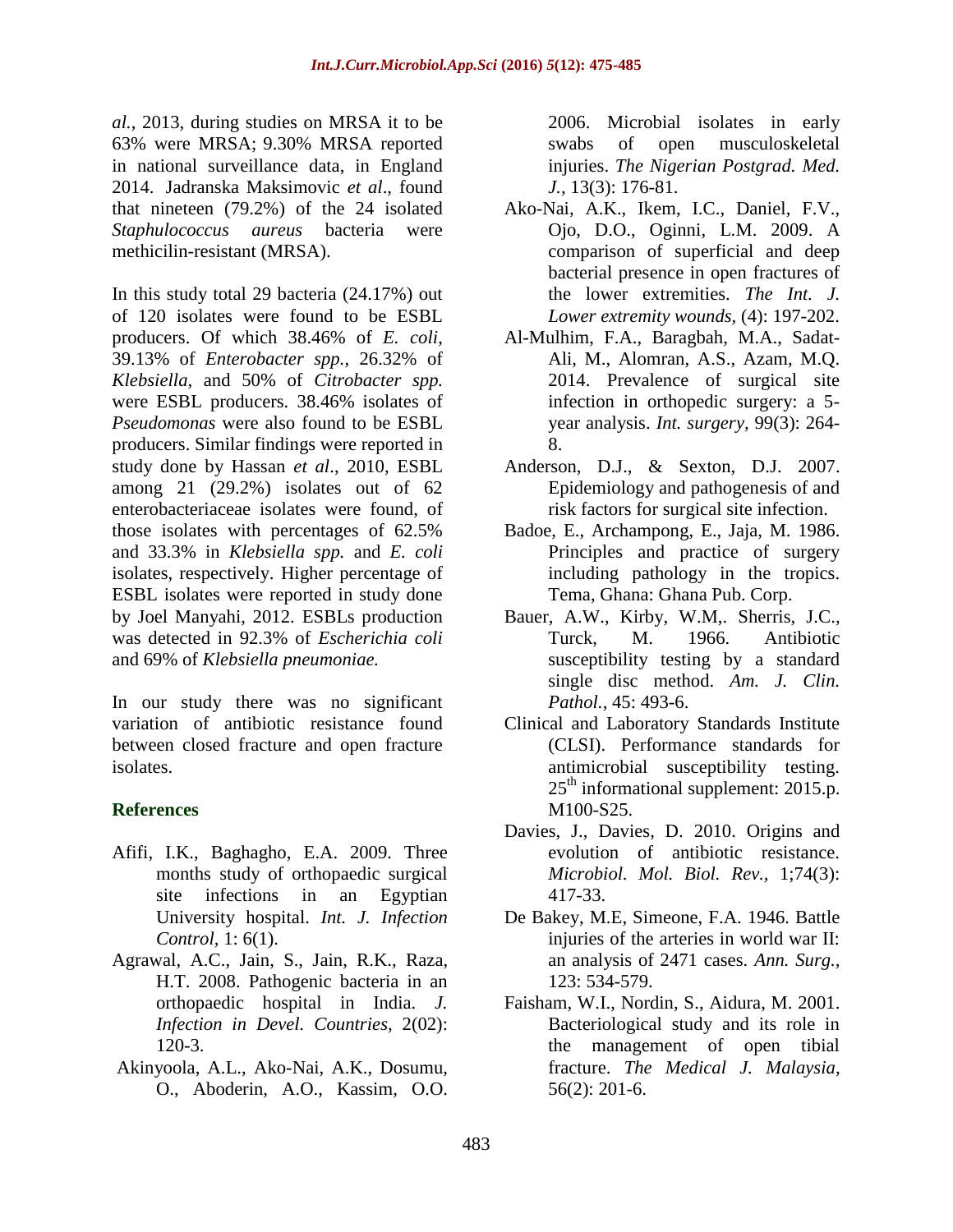*al.*, 2013, during studies on MRSA it to be 63% were MRSA; 9.30% MRSA reported in national surveillance data, in England 2014. Jadranska Maksimovic *et al*., found that nineteen (79.2%) of the 24 isolated *Staphulococcus aureus* bacteria were methicilin-resistant (MRSA).

In this study total 29 bacteria (24.17%) out of 120 isolates were found to be ESBL producers. Of which 38.46% of *E. coli*, 39.13% of *Enterobacter spp.*, 26.32% of *Klebsiella*, and 50% of *Citrobacter spp.* were ESBL producers. 38.46% isolates of *Pseudomonas* were also found to be ESBL producers. Similar findings were reported in study done by Hassan *et al*., 2010, ESBL among 21 (29.2%) isolates out of 62 enterobacteriaceae isolates were found, of those isolates with percentages of 62.5% and 33.3% in *Klebsiella spp.* and *E. coli* isolates, respectively. Higher percentage of ESBL isolates were reported in study done by Joel Manyahi, 2012. ESBLs production was detected in 92.3% of *Escherichia coli* and 69% of *Klebsiella pneumoniae.*

In our study there was no significant variation of antibiotic resistance found between closed fracture and open fracture isolates.

## References

- Afifi, I.K., Baghagho, E.A. 2009. Three months study of orthopaedic surgical site infections in an Egyptian University hospital. *Int. J. Infection Control,* 1: 6(1).
- Agrawal, A.C., Jain, S., Jain, R.K., Raza, H.T. 2008. Pathogenic bacteria in an orthopaedic hospital in India. *J. Infection in Devel. Countries,* 2(02): 120-3.
- Akinyoola, A.L., Ako-Nai, A.K., Dosumu, O., Aboderin, A.O., Kassim, O.O. 2006. Microbial isolates in early swabs of open musculoskeletal injuries. *The Nigerian Postgrad. Med. J.,* 13(3): 176-81.
- Ako-Nai, A.K., Ikem, I.C., Daniel, F.V., Ojo, D.O., Oginni, L.M. 2009. A comparison of superficial and deep bacterial presence in open fractures of the lower extremities. *The Int. J. Lower extremity wounds,* (4): 197-202.
- Al-Mulhim, F.A., Baragbah, M.A., Sadat-Ali, M., Alomran, A.S., Azam, M.Q. 2014. Prevalence of surgical site infection in orthopedic surgery: a 5-year analysis. *Int. surgery,* 99(3): 264-8.
- Anderson, D.J., & Sexton, D.J. 2007. Epidemiology and pathogenesis of and risk factors for surgical site infection.
- Badoe, E., Archampong, E., Jaja, M. 1986. Principles and practice of surgery including pathology in the tropics. Tema, Ghana: Ghana Pub. Corp.
- Bauer, A.W., Kirby, W.M,. Sherris, J.C., Turck, M. 1966. Antibiotic susceptibility testing by a standard single disc method. *Am. J. Clin. Pathol.,* 45: 493-6.
- Clinical and Laboratory Standards Institute (CLSI). Performance standards for antimicrobial susceptibility testing. 25th informational supplement: 2015.p. M100-S25.
- Davies, J., Davies, D. 2010. Origins and evolution of antibiotic resistance. *Microbiol. Mol. Biol. Rev.,* 1;74(3): 417-33.
- De Bakey, M.E, Simeone, F.A. 1946. Battle injuries of the arteries in world war II: an analysis of 2471 cases. *Ann. Surg.,* 123: 534-579.
- Faisham, W.I., Nordin, S., Aidura, M. 2001. Bacteriological study and its role in the management of open tibial fracture. *The Medical J. Malaysia,* 56(2): 201-6.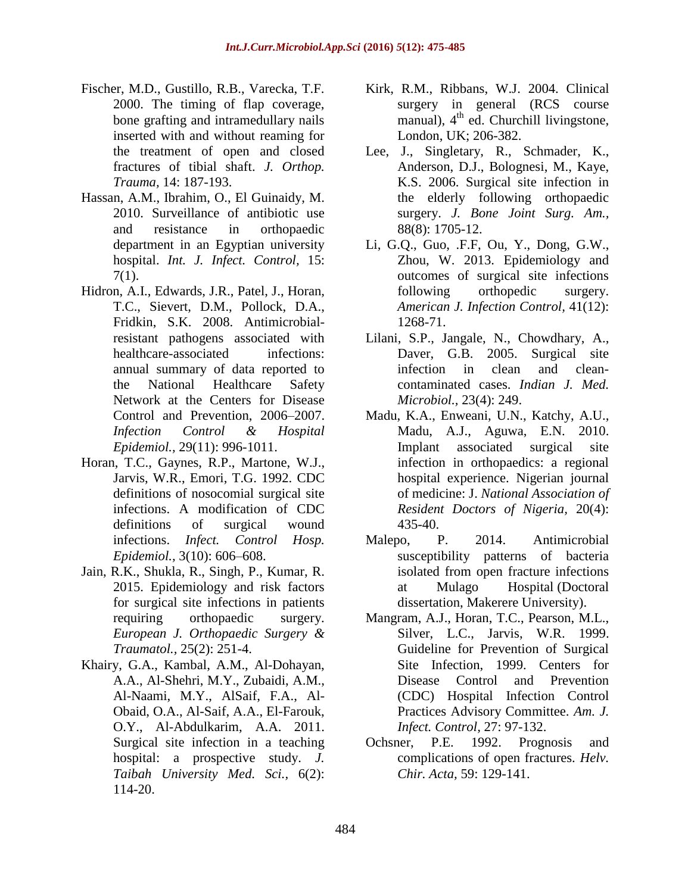Fischer, M.D., Gustillo, R.B., Varecka, T.F. 2000. The timing of flap coverage, bone grafting and intramedullary nails inserted with and without reaming for the treatment of open and closed fractures of tibial shaft. *J. Orthop. Trauma,* 14: 187-193.

Hassan, A.M., Ibrahim, O., El Guinaidy, M. 2010. Surveillance of antibiotic use and resistance in orthopaedic department in an Egyptian university hospital. *Int. J. Infect. Control,* 15: 7(1).

Hidron, A.I., Edwards, J.R., Patel, J., Horan, T.C., Sievert, D.M., Pollock, D.A., Fridkin, S.K. 2008. Antimicrobial-resistant pathogens associated with healthcare-associated infections: annual summary of data reported to the National Healthcare Safety Network at the Centers for Disease Control and Prevention, 2006–2007. *Infection Control & Hospital Epidemiol.,* 29(11): 996-1011.

Horan, T.C., Gaynes, R.P., Martone, W.J., Jarvis, W.R., Emori, T.G. 1992. CDC definitions of nosocomial surgical site infections. A modification of CDC definitions of surgical wound infections. *Infect. Control Hosp. Epidemiol.,* 3(10): 606–608.

Jain, R.K., Shukla, R., Singh, P., Kumar, R. 2015. Epidemiology and risk factors for surgical site infections in patients requiring orthopaedic surgery. *European J. Orthopaedic Surgery & Traumatol.,* 25(2): 251-4.

Khairy, G.A., Kambal, A.M., Al-Dohayan, A.A., Al-Shehri, M.Y., Zubaidi, A.M., Al-Naami, M.Y., AlSaif, F.A., Al-Obaid, O.A., Al-Saif, A.A., El-Farouk, O.Y., Al-Abdulkarim, A.A. 2011. Surgical site infection in a teaching hospital: a prospective study. *J. Taibah University Med. Sci.,* 6(2): 114-20.

Kirk, R.M., Ribbans, W.J. 2004. Clinical surgery in general (RCS course manual), 4th ed. Churchill livingstone, London, UK; 206-382.

Lee, J., Singletary, R., Schmader, K., Anderson, D.J., Bolognesi, M., Kaye, K.S. 2006. Surgical site infection in the elderly following orthopaedic surgery. *J. Bone Joint Surg. Am.,* 88(8): 1705-12.

Li, G.Q., Guo, .F.F, Ou, Y., Dong, G.W., Zhou, W. 2013. Epidemiology and outcomes of surgical site infections following orthopedic surgery. *American J. Infection Control,* 41(12): 1268-71.

Lilani, S.P., Jangale, N., Chowdhary, A., Daver, G.B. 2005. Surgical site infection in clean and clean-contaminated cases. *Indian J. Med. Microbiol.,* 23(4): 249.

Madu, K.A., Enweani, U.N., Katchy, A.U., Madu, A.J., Aguwa, E.N. 2010. Implant associated surgical site infection in orthopaedics: a regional hospital experience. Nigerian journal of medicine: J. *National Association of Resident Doctors of Nigeria,* 20(4): 435-40.

Malepo, P. 2014. Antimicrobial susceptibility patterns of bacteria isolated from open fracture infections at Mulago Hospital (Doctoral dissertation, Makerere University).

Mangram, A.J., Horan, T.C., Pearson, M.L., Silver, L.C., Jarvis, W.R. 1999. Guideline for Prevention of Surgical Site Infection, 1999. Centers for Disease Control and Prevention (CDC) Hospital Infection Control Practices Advisory Committee. *Am. J. Infect. Control,* 27: 97-132.

Ochsner, P.E. 1992. Prognosis and complications of open fractures. *Helv. Chir. Acta,* 59: 129-141.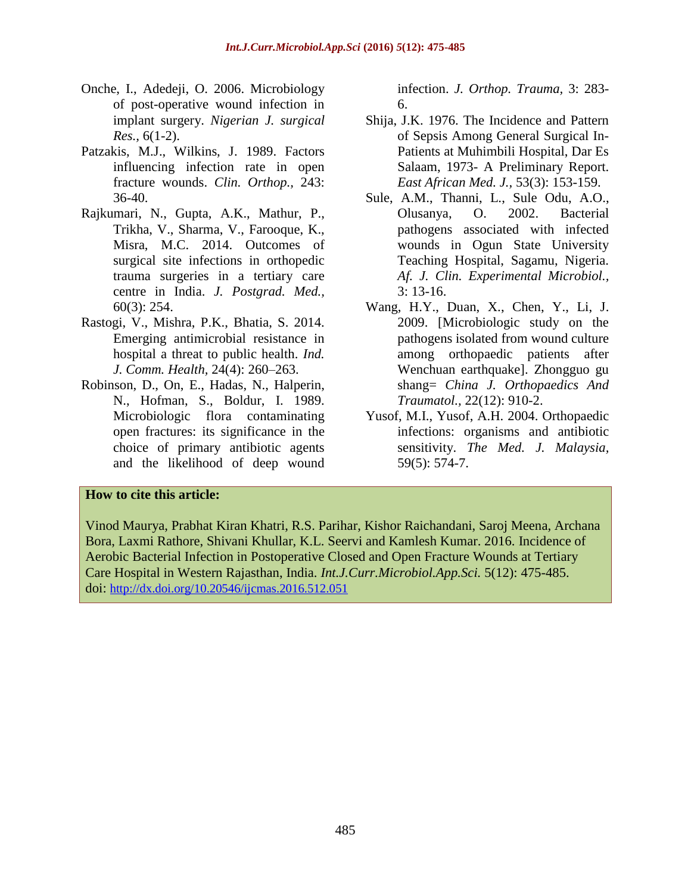Onche, I., Adedeji, O. 2006. Microbiology of post-operative wound infection in implant surgery. *Nigerian J. surgical Res.*, 6(1-2).

Patzakis, M.J., Wilkins, J. 1989. Factors influencing infection rate in open fracture wounds. *Clin. Orthop.*, 243: 36-40.

Rajkumari, N., Gupta, A.K., Mathur, P., Trikha, V., Sharma, V., Farooque, K., Misra, M.C. 2014. Outcomes of surgical site infections in orthopedic trauma surgeries in a tertiary care centre in India. *J. Postgrad. Med.*, 60(3): 254.

Rastogi, V., Mishra, P.K., Bhatia, S. 2014. Emerging antimicrobial resistance in hospital a threat to public health. *Ind. J. Comm. Health,* 24(4): 260–263.

Robinson, D., On, E., Hadas, N., Halperin, N., Hofman, S., Boldur, I. 1989. Microbiologic flora contaminating open fractures: its significance in the choice of primary antibiotic agents and the likelihood of deep wound infection. *J. Orthop. Trauma,* 3: 283-6.

Shija, J.K. 1976. The Incidence and Pattern of Sepsis Among General Surgical In-Patients at Muhimbili Hospital, Dar Es Salaam, 1973- A Preliminary Report. *East African Med. J.,* 53(3): 153-159.

Sule, A.M., Thanni, L., Sule Odu, A.O., Olusanya, O. 2002. Bacterial pathogens associated with infected wounds in Ogun State University Teaching Hospital, Sagamu, Nigeria. *Af. J. Clin. Experimental Microbiol.*, 3: 13-16.

Wang, H.Y., Duan, X., Chen, Y., Li, J. 2009. [Microbiologic study on the pathogens isolated from wound culture among orthopaedic patients after Wenchuan earthquake]. Zhongguo gu shang= *China J. Orthopaedics And Traumatol.*, 22(12): 910-2.

Yusof, M.I., Yusof, A.H. 2004. Orthopaedic infections: organisms and antibiotic sensitivity. *The Med. J. Malaysia*, 59(5): 574-7.

**How to cite this article:**

Vinod Maurya, Prabhat Kiran Khatri, R.S. Parihar, Kishor Raichandani, Saroj Meena, Archana Bora, Laxmi Rathore, Shivani Khullar, K.L. Seervi and Kamlesh Kumar. 2016. Incidence of Aerobic Bacterial Infection in Postoperative Closed and Open Fracture Wounds at Tertiary Care Hospital in Western Rajasthan, India. *Int.J.Curr.Microbiol.App.Sci.* 5(12): 475-485. doi: http://dx.doi.org/10.20546/ijcmas.2016.512.051